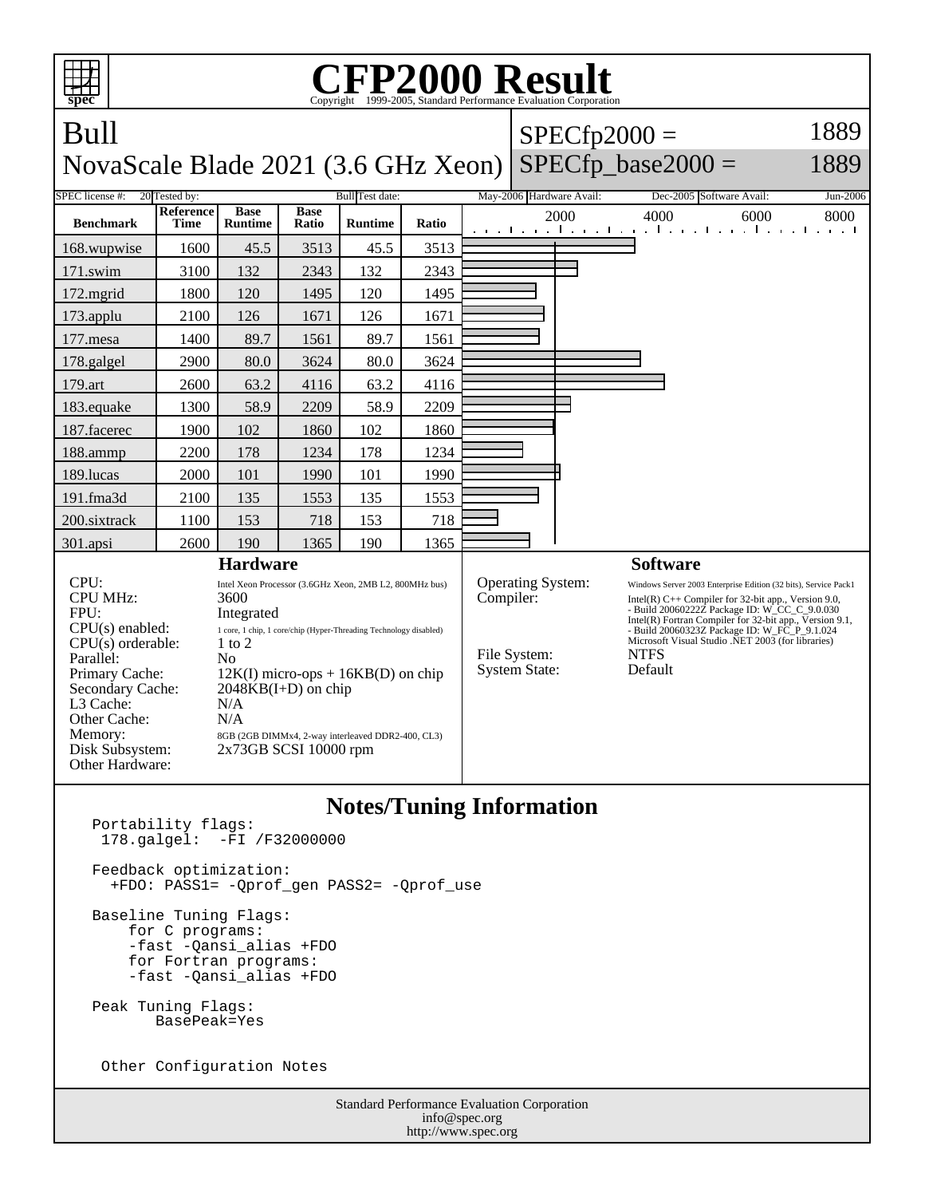# CFP2000 Result

Copyright 1999-2005, Standard Performance Evaluation Corporation

## Bull

## NovaScale Blade 2021 (3.6 GHz Xeon)

SPECfp2000 = 1889

SPECfp_base2000 = 1889

SPEC license #: 20 Tested by: Bull Test date: May-2006 Hardware Avail: Dec-2005 Software Avail: Jun-2006

| Benchmark | Reference Time | Base Runtime | Base Ratio | Runtime | Ratio |
|---|---|---|---|---|---|
| 168.wupwise | 1600 | 45.5 | 3513 | 45.5 | 3513 |
| 171.swim | 3100 | 132 | 2343 | 132 | 2343 |
| 172.mgrid | 1800 | 120 | 1495 | 120 | 1495 |
| 173.applu | 2100 | 126 | 1671 | 126 | 1671 |
| 177.mesa | 1400 | 89.7 | 1561 | 89.7 | 1561 |
| 178.galgel | 2900 | 80.0 | 3624 | 80.0 | 3624 |
| 179.art | 2600 | 63.2 | 4116 | 63.2 | 4116 |
| 183.equake | 1300 | 58.9 | 2209 | 58.9 | 2209 |
| 187.facerec | 1900 | 102 | 1860 | 102 | 1860 |
| 188.ammp | 2200 | 178 | 1234 | 178 | 1234 |
| 189.lucas | 2000 | 101 | 1990 | 101 | 1990 |
| 191.fma3d | 2100 | 135 | 1553 | 135 | 1553 |
| 200.sixtrack | 1100 | 153 | 718 | 153 | 718 |
| 301.apsi | 2600 | 190 | 1365 | 190 | 1365 |

### Hardware

| | |
|---|---|
| CPU: | Intel Xeon Processor (3.6GHz Xeon, 2MB L2, 800MHz bus) |
| CPU MHz: | 3600 |
| FPU: | Integrated |
| CPU(s) enabled: | 1 core, 1 chip, 1 core/chip (Hyper-Threading Technology disabled) |
| CPU(s) orderable: | 1 to 2 |
| Parallel: | No |
| Primary Cache: | 12K(I) micro-ops + 16KB(D) on chip |
| Secondary Cache: | 2048KB(I+D) on chip |
| L3 Cache: | N/A |
| Other Cache: | N/A |
| Memory: | 8GB (2GB DIMMx4, 2-way interleaved DDR2-400, CL3) |
| Disk Subsystem: | 2x73GB SCSI 10000 rpm |
| Other Hardware: | |

### Software

| | |
|---|---|
| Operating System: | Windows Server 2003 Enterprise Edition (32 bits), Service Pack1 |
| Compiler: | Intel(R) C++ Compiler for 32-bit app., Version 9.0, - Build 20060222Z Package ID: W_CC_C_9.0.030 Intel(R) Fortran Compiler for 32-bit app., Version 9.1, - Build 20060323Z Package ID: W_FC_P_9.1.024 Microsoft Visual Studio .NET 2003 (for libraries) |
| File System: | NTFS |
| System State: | Default |

### Notes/Tuning Information

```
Portability flags:
 178.galgel:  -FI /F32000000

Feedback optimization:
  +FDO: PASS1= -Qprof_gen PASS2= -Qprof_use

Baseline Tuning Flags:
    for C programs:
    -fast -Qansi_alias +FDO
    for Fortran programs:
    -fast -Qansi_alias +FDO

Peak Tuning Flags:
       BasePeak=Yes


 Other Configuration Notes
```

Standard Performance Evaluation Corporation
info@spec.org
http://www.spec.org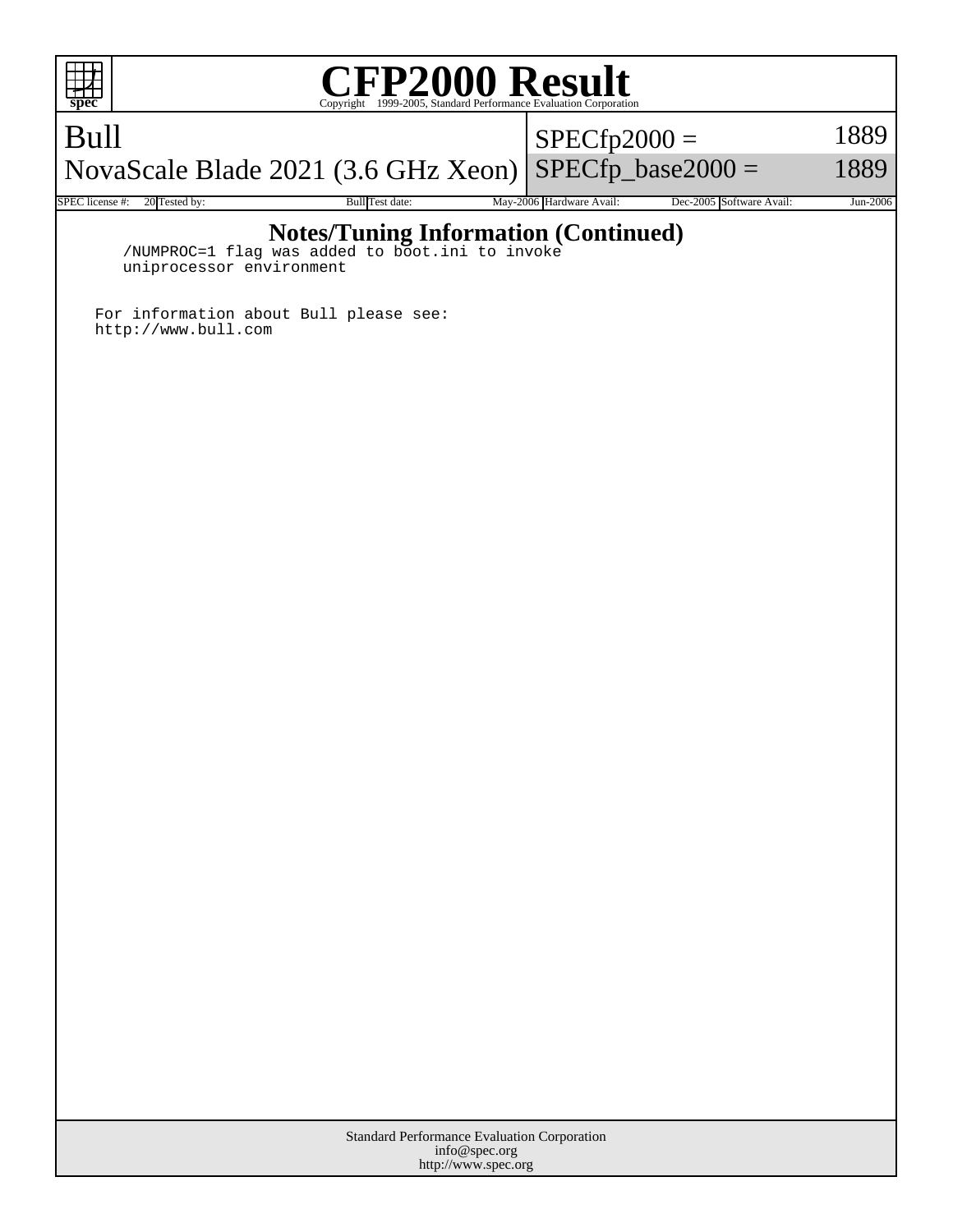# CFP2000 Result

Copyright 1999-2005, Standard Performance Evaluation Corporation

**Bull**
**NovaScale Blade 2021 (3.6 GHz Xeon)**

SPECfp2000 = 1889
SPECfp_base2000 = 1889

| SPEC license #: | 20 | Tested by: | Bull | Test date: | May-2006 | Hardware Avail: | Dec-2005 | Software Avail: | Jun-2006 |
|---|---|---|---|---|---|---|---|---|---|

## Notes/Tuning Information (Continued)

```
     /NUMPROC=1 flag was added to boot.ini to invoke
     uniprocessor environment


   For information about Bull please see:
   http://www.bull.com
```

Standard Performance Evaluation Corporation
info@spec.org
http://www.spec.org